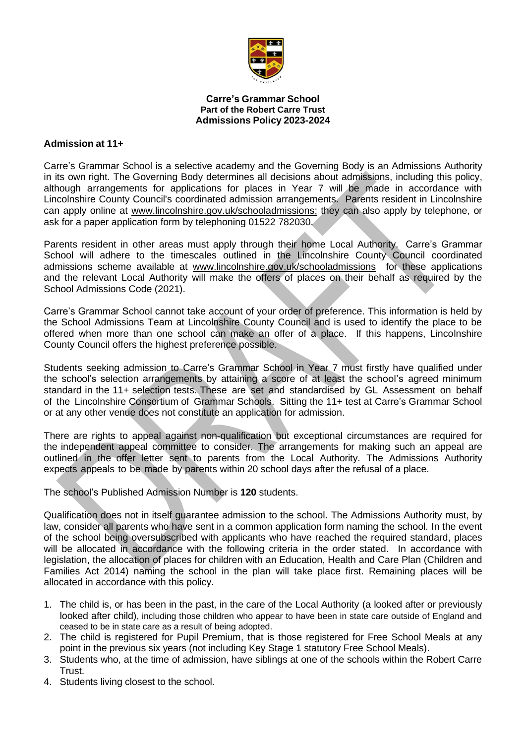**Carre's Grammar School**
**Part of the Robert Carre Trust**
**Admissions Policy 2023-2024**

### Admission at 11+

Carre's Grammar School is a selective academy and the Governing Body is an Admissions Authority in its own right. The Governing Body determines all decisions about admissions, including this policy, although arrangements for applications for places in Year 7 will be made in accordance with Lincolnshire County Council's coordinated admission arrangements. Parents resident in Lincolnshire can apply online at www.lincolnshire.gov.uk/schooladmissions; they can also apply by telephone, or ask for a paper application form by telephoning 01522 782030.

Parents resident in other areas must apply through their home Local Authority. Carre's Grammar School will adhere to the timescales outlined in the Lincolnshire County Council coordinated admissions scheme available at www.lincolnshire.gov.uk/schooladmissions for these applications and the relevant Local Authority will make the offers of places on their behalf as required by the School Admissions Code (2021).

Carre's Grammar School cannot take account of your order of preference. This information is held by the School Admissions Team at Lincolnshire County Council and is used to identify the place to be offered when more than one school can make an offer of a place. If this happens, Lincolnshire County Council offers the highest preference possible.

Students seeking admission to Carre's Grammar School in Year 7 must firstly have qualified under the school's selection arrangements by attaining a score of at least the school's agreed minimum standard in the 11+ selection tests. These are set and standardised by GL Assessment on behalf of the Lincolnshire Consortium of Grammar Schools. Sitting the 11+ test at Carre's Grammar School or at any other venue does not constitute an application for admission.

There are rights to appeal against non-qualification but exceptional circumstances are required for the independent appeal committee to consider. The arrangements for making such an appeal are outlined in the offer letter sent to parents from the Local Authority. The Admissions Authority expects appeals to be made by parents within 20 school days after the refusal of a place.

The school's Published Admission Number is **120** students.

Qualification does not in itself guarantee admission to the school. The Admissions Authority must, by law, consider all parents who have sent in a common application form naming the school. In the event of the school being oversubscribed with applicants who have reached the required standard, places will be allocated in accordance with the following criteria in the order stated. In accordance with legislation, the allocation of places for children with an Education, Health and Care Plan (Children and Families Act 2014) naming the school in the plan will take place first. Remaining places will be allocated in accordance with this policy.

1. The child is, or has been in the past, in the care of the Local Authority (a looked after or previously looked after child), including those children who appear to have been in state care outside of England and ceased to be in state care as a result of being adopted.
2. The child is registered for Pupil Premium, that is those registered for Free School Meals at any point in the previous six years (not including Key Stage 1 statutory Free School Meals).
3. Students who, at the time of admission, have siblings at one of the schools within the Robert Carre Trust.
4. Students living closest to the school.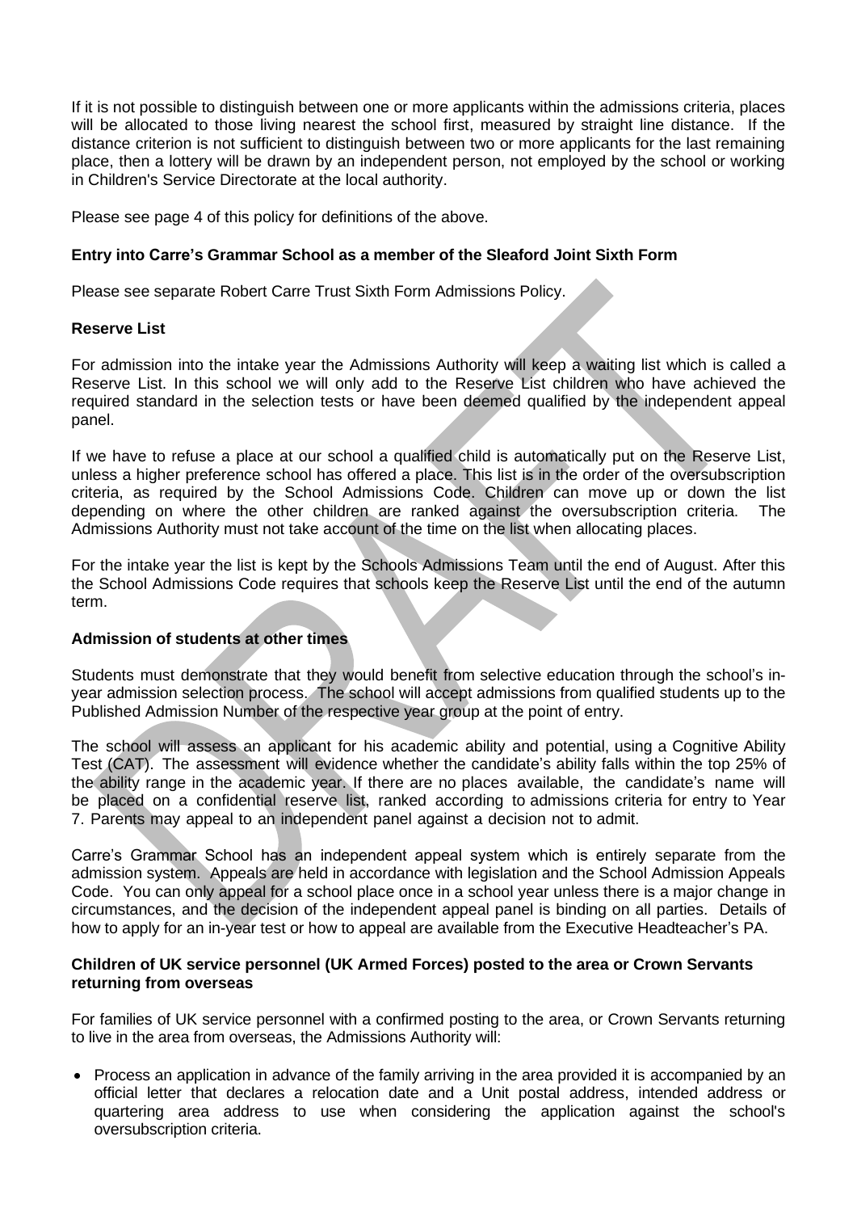If it is not possible to distinguish between one or more applicants within the admissions criteria, places will be allocated to those living nearest the school first, measured by straight line distance. If the distance criterion is not sufficient to distinguish between two or more applicants for the last remaining place, then a lottery will be drawn by an independent person, not employed by the school or working in Children's Service Directorate at the local authority.

Please see page 4 of this policy for definitions of the above.

**Entry into Carre's Grammar School as a member of the Sleaford Joint Sixth Form**

Please see separate Robert Carre Trust Sixth Form Admissions Policy.

**Reserve List**

For admission into the intake year the Admissions Authority will keep a waiting list which is called a Reserve List. In this school we will only add to the Reserve List children who have achieved the required standard in the selection tests or have been deemed qualified by the independent appeal panel.

If we have to refuse a place at our school a qualified child is automatically put on the Reserve List, unless a higher preference school has offered a place. This list is in the order of the oversubscription criteria, as required by the School Admissions Code. Children can move up or down the list depending on where the other children are ranked against the oversubscription criteria. The Admissions Authority must not take account of the time on the list when allocating places.

For the intake year the list is kept by the Schools Admissions Team until the end of August. After this the School Admissions Code requires that schools keep the Reserve List until the end of the autumn term.

**Admission of students at other times**

Students must demonstrate that they would benefit from selective education through the school's in-year admission selection process. The school will accept admissions from qualified students up to the Published Admission Number of the respective year group at the point of entry.

The school will assess an applicant for his academic ability and potential, using a Cognitive Ability Test (CAT). The assessment will evidence whether the candidate's ability falls within the top 25% of the ability range in the academic year. If there are no places available, the candidate's name will be placed on a confidential reserve list, ranked according to admissions criteria for entry to Year 7. Parents may appeal to an independent panel against a decision not to admit.

Carre's Grammar School has an independent appeal system which is entirely separate from the admission system. Appeals are held in accordance with legislation and the School Admission Appeals Code. You can only appeal for a school place once in a school year unless there is a major change in circumstances, and the decision of the independent appeal panel is binding on all parties. Details of how to apply for an in-year test or how to appeal are available from the Executive Headteacher's PA.

**Children of UK service personnel (UK Armed Forces) posted to the area or Crown Servants returning from overseas**

For families of UK service personnel with a confirmed posting to the area, or Crown Servants returning to live in the area from overseas, the Admissions Authority will:

- Process an application in advance of the family arriving in the area provided it is accompanied by an official letter that declares a relocation date and a Unit postal address, intended address or quartering area address to use when considering the application against the school's oversubscription criteria.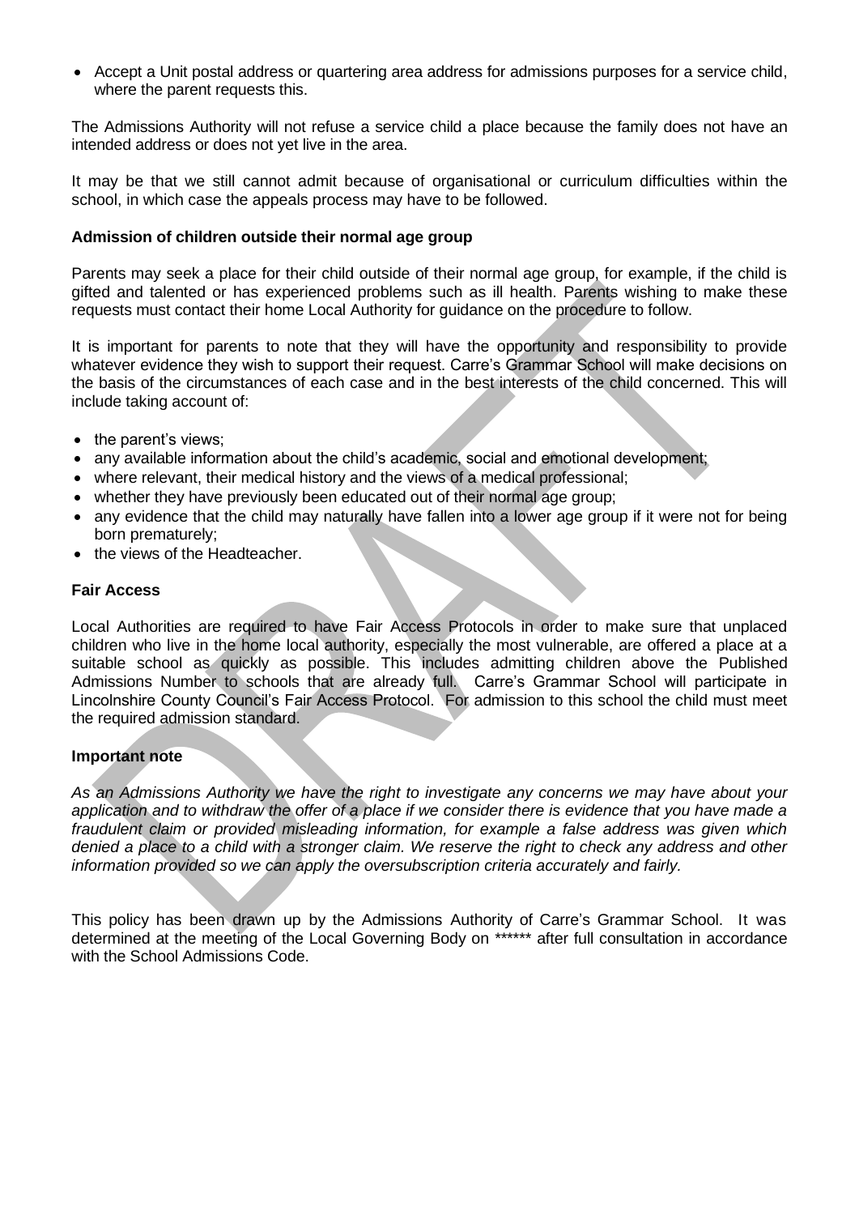- Accept a Unit postal address or quartering area address for admissions purposes for a service child, where the parent requests this.

The Admissions Authority will not refuse a service child a place because the family does not have an intended address or does not yet live in the area.

It may be that we still cannot admit because of organisational or curriculum difficulties within the school, in which case the appeals process may have to be followed.

**Admission of children outside their normal age group**

Parents may seek a place for their child outside of their normal age group, for example, if the child is gifted and talented or has experienced problems such as ill health. Parents wishing to make these requests must contact their home Local Authority for guidance on the procedure to follow.

It is important for parents to note that they will have the opportunity and responsibility to provide whatever evidence they wish to support their request. Carre's Grammar School will make decisions on the basis of the circumstances of each case and in the best interests of the child concerned. This will include taking account of:

- the parent's views;
- any available information about the child's academic, social and emotional development;
- where relevant, their medical history and the views of a medical professional;
- whether they have previously been educated out of their normal age group;
- any evidence that the child may naturally have fallen into a lower age group if it were not for being born prematurely;
- the views of the Headteacher.

**Fair Access**

Local Authorities are required to have Fair Access Protocols in order to make sure that unplaced children who live in the home local authority, especially the most vulnerable, are offered a place at a suitable school as quickly as possible. This includes admitting children above the Published Admissions Number to schools that are already full. Carre's Grammar School will participate in Lincolnshire County Council's Fair Access Protocol. For admission to this school the child must meet the required admission standard.

**Important note**

*As an Admissions Authority we have the right to investigate any concerns we may have about your application and to withdraw the offer of a place if we consider there is evidence that you have made a fraudulent claim or provided misleading information, for example a false address was given which denied a place to a child with a stronger claim. We reserve the right to check any address and other information provided so we can apply the oversubscription criteria accurately and fairly.*

This policy has been drawn up by the Admissions Authority of Carre's Grammar School. It was determined at the meeting of the Local Governing Body on ****** after full consultation in accordance with the School Admissions Code.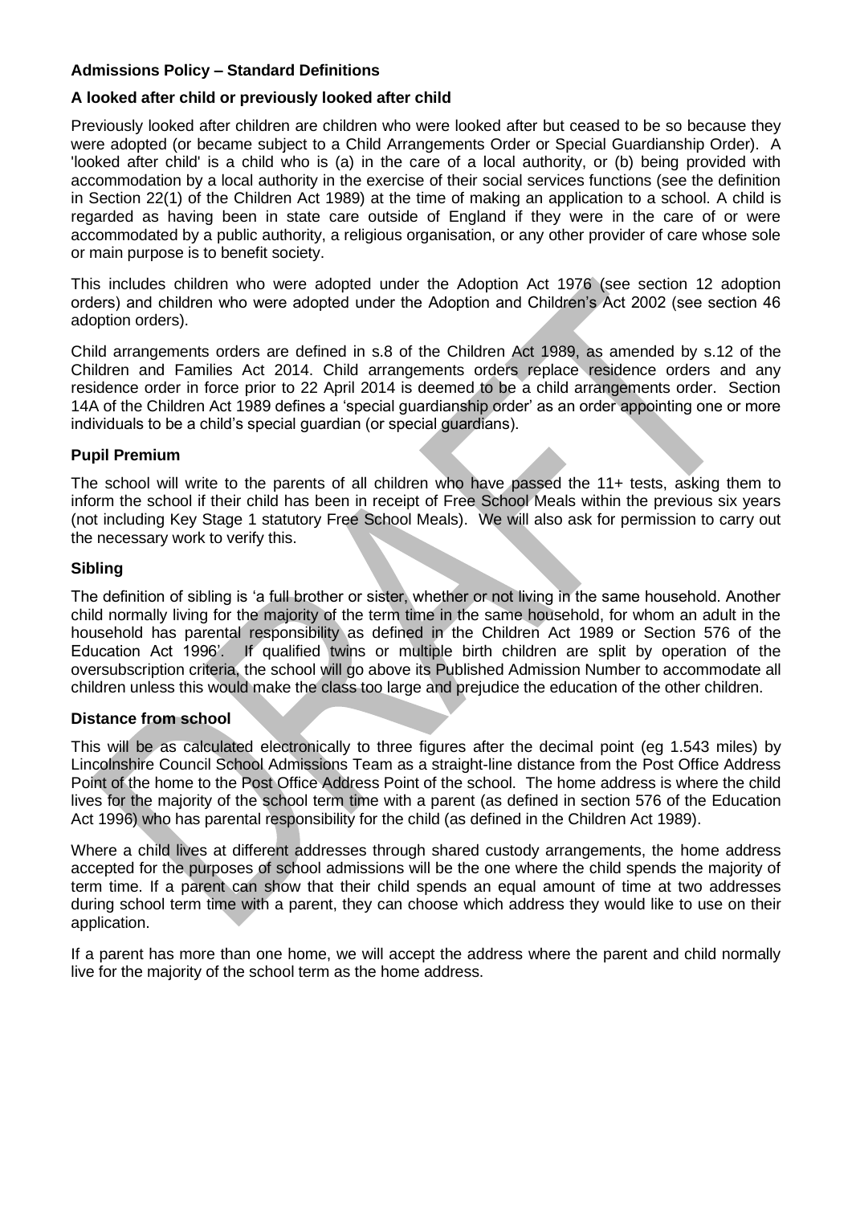**Admissions Policy – Standard Definitions**

**A looked after child or previously looked after child**

Previously looked after children are children who were looked after but ceased to be so because they were adopted (or became subject to a Child Arrangements Order or Special Guardianship Order). A 'looked after child' is a child who is (a) in the care of a local authority, or (b) being provided with accommodation by a local authority in the exercise of their social services functions (see the definition in Section 22(1) of the Children Act 1989) at the time of making an application to a school. A child is regarded as having been in state care outside of England if they were in the care of or were accommodated by a public authority, a religious organisation, or any other provider of care whose sole or main purpose is to benefit society.

This includes children who were adopted under the Adoption Act 1976 (see section 12 adoption orders) and children who were adopted under the Adoption and Children's Act 2002 (see section 46 adoption orders).

Child arrangements orders are defined in s.8 of the Children Act 1989, as amended by s.12 of the Children and Families Act 2014. Child arrangements orders replace residence orders and any residence order in force prior to 22 April 2014 is deemed to be a child arrangements order. Section 14A of the Children Act 1989 defines a 'special guardianship order' as an order appointing one or more individuals to be a child's special guardian (or special guardians).

**Pupil Premium**

The school will write to the parents of all children who have passed the 11+ tests, asking them to inform the school if their child has been in receipt of Free School Meals within the previous six years (not including Key Stage 1 statutory Free School Meals). We will also ask for permission to carry out the necessary work to verify this.

**Sibling**

The definition of sibling is 'a full brother or sister, whether or not living in the same household. Another child normally living for the majority of the term time in the same household, for whom an adult in the household has parental responsibility as defined in the Children Act 1989 or Section 576 of the Education Act 1996'. If qualified twins or multiple birth children are split by operation of the oversubscription criteria, the school will go above its Published Admission Number to accommodate all children unless this would make the class too large and prejudice the education of the other children.

**Distance from school**

This will be as calculated electronically to three figures after the decimal point (eg 1.543 miles) by Lincolnshire Council School Admissions Team as a straight-line distance from the Post Office Address Point of the home to the Post Office Address Point of the school. The home address is where the child lives for the majority of the school term time with a parent (as defined in section 576 of the Education Act 1996) who has parental responsibility for the child (as defined in the Children Act 1989).

Where a child lives at different addresses through shared custody arrangements, the home address accepted for the purposes of school admissions will be the one where the child spends the majority of term time. If a parent can show that their child spends an equal amount of time at two addresses during school term time with a parent, they can choose which address they would like to use on their application.

If a parent has more than one home, we will accept the address where the parent and child normally live for the majority of the school term as the home address.